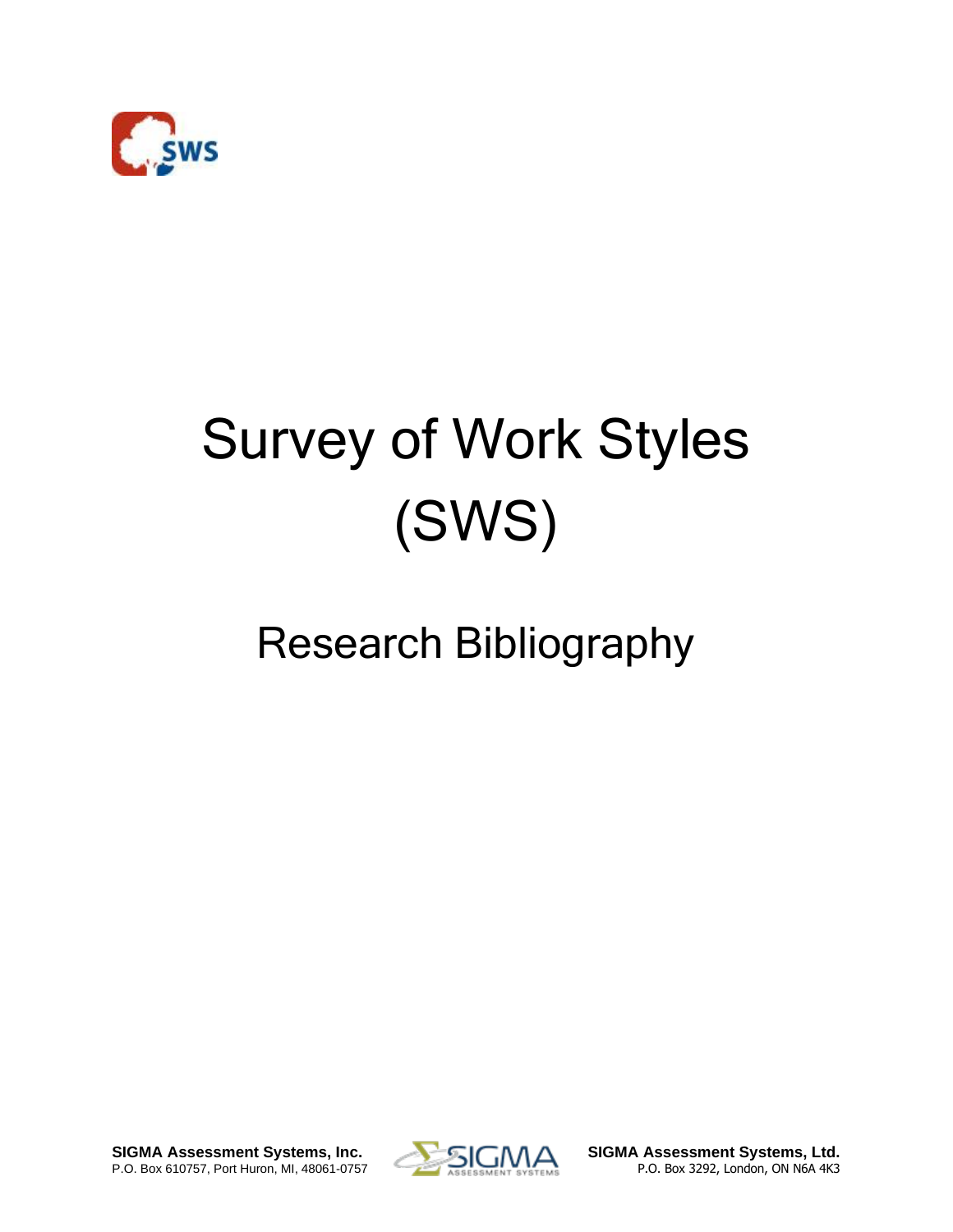# Survey of Work Styles (SWS)

## Research Bibliography

**SIGMA Assessment Systems, Inc.**
P.O. Box 610757, Port Huron, MI, 48061-0757

**SIGMA Assessment Systems, Ltd.**
P.O. Box 3292, London, ON N6A 4K3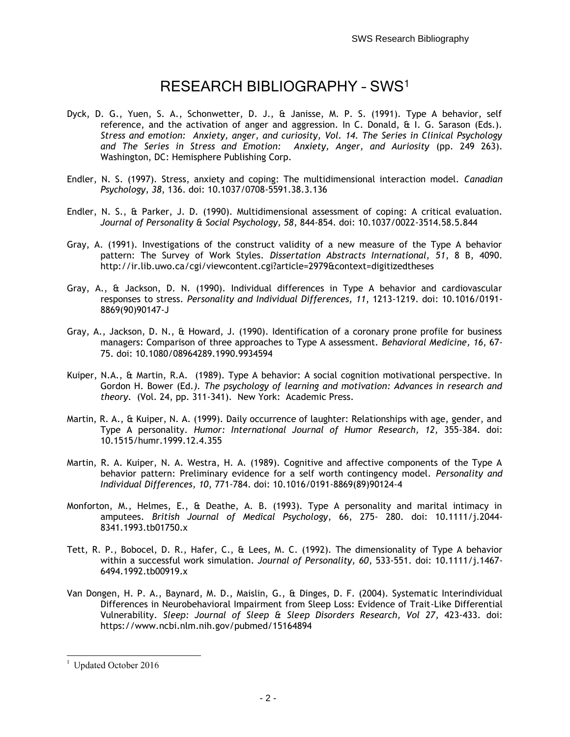# RESEARCH BIBLIOGRAPHY – SWS[1]

Dyck, D. G., Yuen, S. A., Schonwetter, D. J., & Janisse, M. P. S. (1991). Type A behavior, self reference, and the activation of anger and aggression. In C. Donald, & I. G. Sarason (Eds.). *Stress and emotion: Anxiety, anger, and curiosity, Vol. 14. The Series in Clinical Psychology and The Series in Stress and Emotion: Anxiety, Anger, and Auriosity* (pp. 249 263). Washington, DC: Hemisphere Publishing Corp.

Endler, N. S. (1997). Stress, anxiety and coping: The multidimensional interaction model. *Canadian Psychology, 38*, 136. doi: 10.1037/0708-5591.38.3.136

Endler, N. S., & Parker, J. D. (1990). Multidimensional assessment of coping: A critical evaluation. *Journal of Personality & Social Psychology, 58*, 844-854. doi: 10.1037/0022-3514.58.5.844

Gray, A. (1991). Investigations of the construct validity of a new measure of the Type A behavior pattern: The Survey of Work Styles. *Dissertation Abstracts International, 51*, 8 B, 4090. http://ir.lib.uwo.ca/cgi/viewcontent.cgi?article=2979&context=digitizedtheses

Gray, A., & Jackson, D. N. (1990). Individual differences in Type A behavior and cardiovascular responses to stress. *Personality and Individual Differences, 11*, 1213-1219. doi: 10.1016/0191-8869(90)90147-J

Gray, A., Jackson, D. N., & Howard, J. (1990). Identification of a coronary prone profile for business managers: Comparison of three approaches to Type A assessment. *Behavioral Medicine, 16*, 67-75. doi: 10.1080/08964289.1990.9934594

Kuiper, N.A., & Martin, R.A. (1989). Type A behavior: A social cognition motivational perspective. In Gordon H. Bower (Ed.). *The psychology of learning and motivation: Advances in research and theory*. (Vol. 24, pp. 311-341). New York: Academic Press.

Martin, R. A., & Kuiper, N. A. (1999). Daily occurrence of laughter: Relationships with age, gender, and Type A personality. *Humor: International Journal of Humor Research, 12*, 355-384. doi: 10.1515/humr.1999.12.4.355

Martin, R. A. Kuiper, N. A. Westra, H. A. (1989). Cognitive and affective components of the Type A behavior pattern: Preliminary evidence for a self worth contingency model. *Personality and Individual Differences, 10*, 771-784. doi: 10.1016/0191-8869(89)90124-4

Monforton, M., Helmes, E., & Deathe, A. B. (1993). Type A personality and marital intimacy in amputees. *British Journal of Medical Psychology*, 66, 275- 280. doi: 10.1111/j.2044-8341.1993.tb01750.x

Tett, R. P., Bobocel, D. R., Hafer, C., & Lees, M. C. (1992). The dimensionality of Type A behavior within a successful work simulation. *Journal of Personality, 60*, 533-551. doi: 10.1111/j.1467-6494.1992.tb00919.x

Van Dongen, H. P. A., Baynard, M. D., Maislin, G., & Dinges, D. F. (2004). Systematic Interindividual Differences in Neurobehavioral Impairment from Sleep Loss: Evidence of Trait-Like Differential Vulnerability. *Sleep: Journal of Sleep & Sleep Disorders Research, Vol 27*, 423-433. doi: https://www.ncbi.nlm.nih.gov/pubmed/15164894

---

[1] Updated October 2016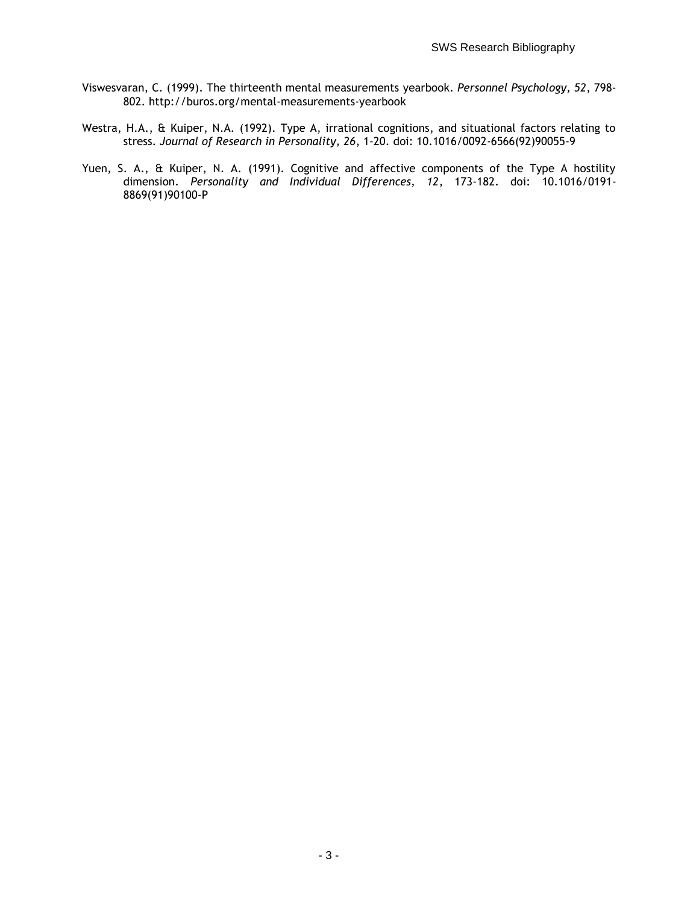Viswesvaran, C. (1999). The thirteenth mental measurements yearbook. *Personnel Psychology, 52*, 798-802. http://buros.org/mental-measurements-yearbook

Westra, H.A., & Kuiper, N.A. (1992). Type A, irrational cognitions, and situational factors relating to stress. *Journal of Research in Personality, 26*, 1-20. doi: 10.1016/0092-6566(92)90055-9

Yuen, S. A., & Kuiper, N. A. (1991). Cognitive and affective components of the Type A hostility dimension. *Personality and Individual Differences, 12*, 173-182. doi: 10.1016/0191-8869(91)90100-P